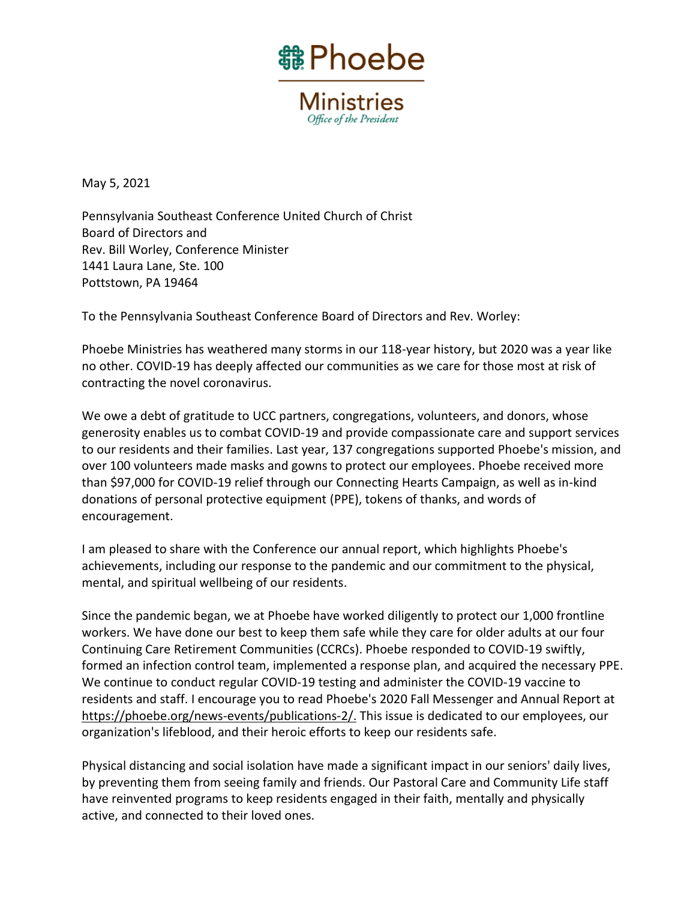Phoebe

Ministries

*Office of the President*

May 5, 2021

Pennsylvania Southeast Conference United Church of Christ
Board of Directors and
Rev. Bill Worley, Conference Minister
1441 Laura Lane, Ste. 100
Pottstown, PA 19464

To the Pennsylvania Southeast Conference Board of Directors and Rev. Worley:

Phoebe Ministries has weathered many storms in our 118-year history, but 2020 was a year like no other. COVID-19 has deeply affected our communities as we care for those most at risk of contracting the novel coronavirus.

We owe a debt of gratitude to UCC partners, congregations, volunteers, and donors, whose generosity enables us to combat COVID-19 and provide compassionate care and support services to our residents and their families. Last year, 137 congregations supported Phoebe's mission, and over 100 volunteers made masks and gowns to protect our employees. Phoebe received more than $97,000 for COVID-19 relief through our Connecting Hearts Campaign, as well as in-kind donations of personal protective equipment (PPE), tokens of thanks, and words of encouragement.

I am pleased to share with the Conference our annual report, which highlights Phoebe's achievements, including our response to the pandemic and our commitment to the physical, mental, and spiritual wellbeing of our residents.

Since the pandemic began, we at Phoebe have worked diligently to protect our 1,000 frontline workers. We have done our best to keep them safe while they care for older adults at our four Continuing Care Retirement Communities (CCRCs). Phoebe responded to COVID-19 swiftly, formed an infection control team, implemented a response plan, and acquired the necessary PPE. We continue to conduct regular COVID-19 testing and administer the COVID-19 vaccine to residents and staff. I encourage you to read Phoebe's 2020 Fall Messenger and Annual Report at https://phoebe.org/news-events/publications-2/. This issue is dedicated to our employees, our organization's lifeblood, and their heroic efforts to keep our residents safe.

Physical distancing and social isolation have made a significant impact in our seniors' daily lives, by preventing them from seeing family and friends. Our Pastoral Care and Community Life staff have reinvented programs to keep residents engaged in their faith, mentally and physically active, and connected to their loved ones.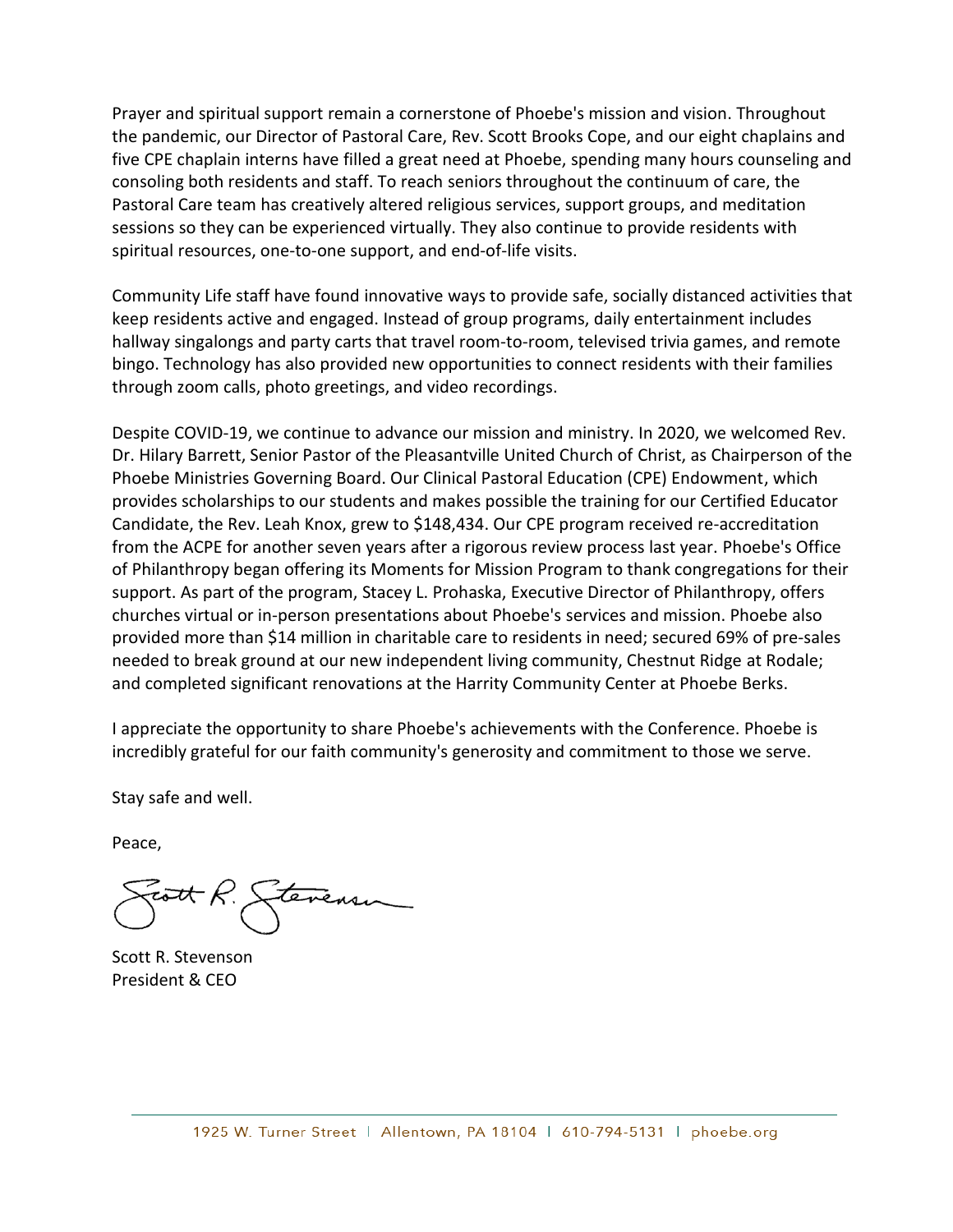Prayer and spiritual support remain a cornerstone of Phoebe's mission and vision. Throughout the pandemic, our Director of Pastoral Care, Rev. Scott Brooks Cope, and our eight chaplains and five CPE chaplain interns have filled a great need at Phoebe, spending many hours counseling and consoling both residents and staff. To reach seniors throughout the continuum of care, the Pastoral Care team has creatively altered religious services, support groups, and meditation sessions so they can be experienced virtually. They also continue to provide residents with spiritual resources, one-to-one support, and end-of-life visits.

Community Life staff have found innovative ways to provide safe, socially distanced activities that keep residents active and engaged. Instead of group programs, daily entertainment includes hallway singalongs and party carts that travel room-to-room, televised trivia games, and remote bingo. Technology has also provided new opportunities to connect residents with their families through zoom calls, photo greetings, and video recordings.

Despite COVID-19, we continue to advance our mission and ministry. In 2020, we welcomed Rev. Dr. Hilary Barrett, Senior Pastor of the Pleasantville United Church of Christ, as Chairperson of the Phoebe Ministries Governing Board. Our Clinical Pastoral Education (CPE) Endowment, which provides scholarships to our students and makes possible the training for our Certified Educator Candidate, the Rev. Leah Knox, grew to $148,434. Our CPE program received re-accreditation from the ACPE for another seven years after a rigorous review process last year. Phoebe's Office of Philanthropy began offering its Moments for Mission Program to thank congregations for their support. As part of the program, Stacey L. Prohaska, Executive Director of Philanthropy, offers churches virtual or in-person presentations about Phoebe's services and mission. Phoebe also provided more than $14 million in charitable care to residents in need; secured 69% of pre-sales needed to break ground at our new independent living community, Chestnut Ridge at Rodale; and completed significant renovations at the Harrity Community Center at Phoebe Berks.

I appreciate the opportunity to share Phoebe's achievements with the Conference. Phoebe is incredibly grateful for our faith community's generosity and commitment to those we serve.

Stay safe and well.

Peace,

Scott R. Stevenson
President & CEO

1925 W. Turner Street | Allentown, PA 18104 | 610-794-5131 | phoebe.org